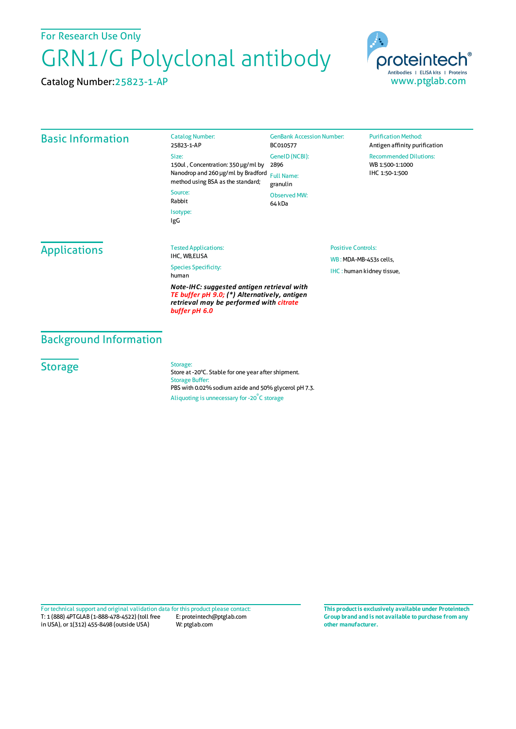For Research Use Only

# GRN1/G Polyclonal antibody

Catalog Number: 25823-1-AP

proteintech®
Antibodies | ELISA kits | Proteins
www.ptglab.com

## Basic Information

Catalog Number:
25823-1-AP

Size:
150ul , Concentration: 350 μg/ml by Nanodrop and 260 μg/ml by Bradford method using BSA as the standard;

Source:
Rabbit

Isotype:
IgG

GenBank Accession Number:
BC010577

GeneID (NCBI):
2896

Full Name:
granulin

Observed MW:
64 kDa

Purification Method:
Antigen affinity purification

Recommended Dilutions:
WB 1:500-1:1000
IHC 1:50-1:500

## Applications

Tested Applications:
IHC, WB,ELISA

Species Specificity:
human

***Note-IHC: suggested antigen retrieval with TE buffer pH 9.0; (\*) Alternatively, antigen retrieval may be performed with citrate buffer pH 6.0***

Positive Controls:

WB : MDA-MB-453s cells,

IHC : human kidney tissue,

## Background Information

## Storage

Storage:
Store at -20°C. Stable for one year after shipment.

Storage Buffer:
PBS with 0.02% sodium azide and 50% glycerol pH 7.3.

Aliquoting is unnecessary for -20°C storage

For technical support and original validation data for this product please contact:
T: 1 (888) 4PTGLAB (1-888-478-4522) (toll free in USA), or 1(312) 455-8498 (outside USA)
E: proteintech@ptglab.com
W: ptglab.com

**This product is exclusively available under Proteintech Group brand and is not available to purchase from any other manufacturer.**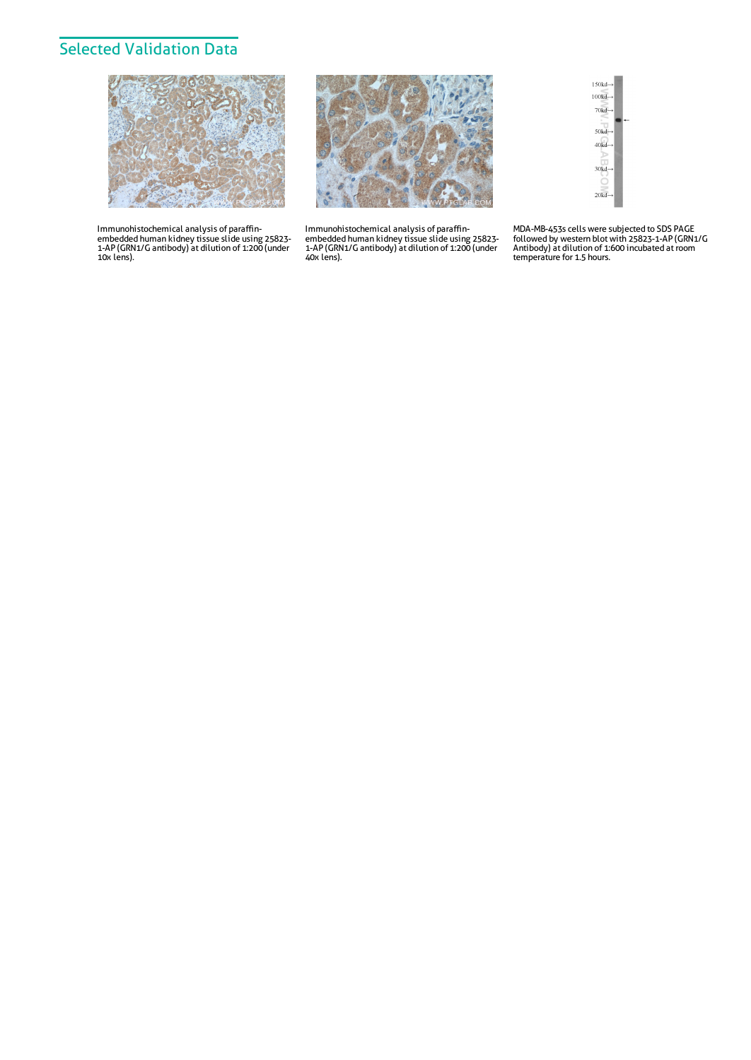## Selected Validation Data

Immunohistochemical analysis of paraffin-embedded human kidney tissue slide using 25823-1-AP (GRN1/G antibody) at dilution of 1:200 (under 10x lens).

Immunohistochemical analysis of paraffin-embedded human kidney tissue slide using 25823-1-AP (GRN1/G antibody) at dilution of 1:200 (under 40x lens).

MDA-MB-453s cells were subjected to SDS PAGE followed by western blot with 25823-1-AP (GRN1/G Antibody) at dilution of 1:600 incubated at room temperature for 1.5 hours.